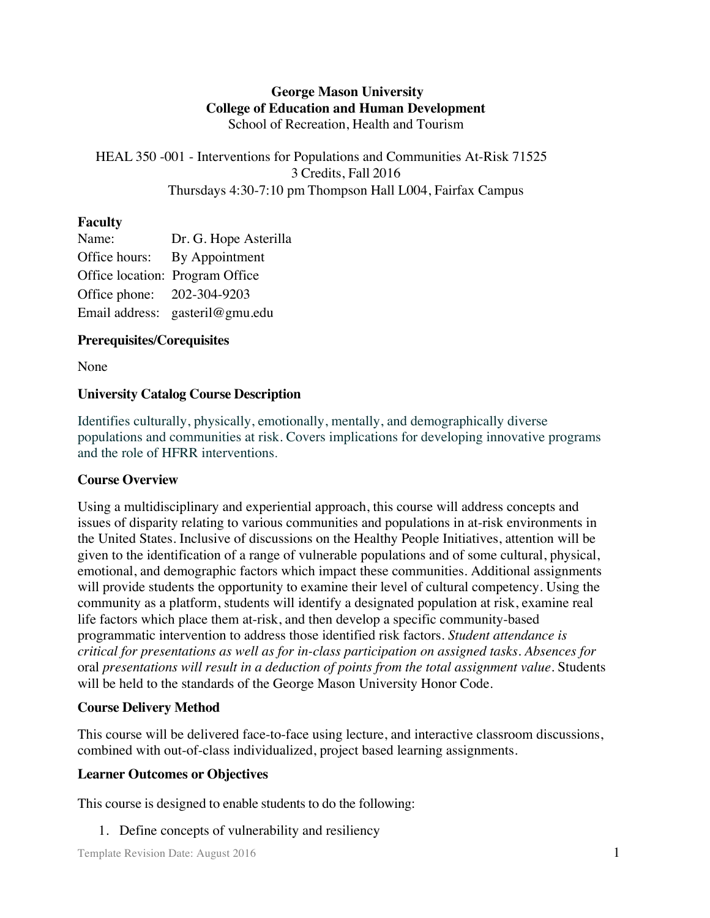**George Mason University**
**College of Education and Human Development**
School of Recreation, Health and Tourism

HEAL 350 -001 - Interventions for Populations and Communities At-Risk 71525
3 Credits, Fall 2016
Thursdays 4:30-7:10 pm Thompson Hall L004, Fairfax Campus

## Faculty

Name: Dr. G. Hope Asterilla
Office hours: By Appointment
Office location: Program Office
Office phone: 202-304-9203
Email address: gasteril@gmu.edu

## Prerequisites/Corequisites

None

## University Catalog Course Description

Identifies culturally, physically, emotionally, mentally, and demographically diverse populations and communities at risk. Covers implications for developing innovative programs and the role of HFRR interventions.

## Course Overview

Using a multidisciplinary and experiential approach, this course will address concepts and issues of disparity relating to various communities and populations in at-risk environments in the United States. Inclusive of discussions on the Healthy People Initiatives, attention will be given to the identification of a range of vulnerable populations and of some cultural, physical, emotional, and demographic factors which impact these communities. Additional assignments will provide students the opportunity to examine their level of cultural competency. Using the community as a platform, students will identify a designated population at risk, examine real life factors which place them at-risk, and then develop a specific community-based programmatic intervention to address those identified risk factors. *Student attendance is critical for presentations as well as for in-class participation on assigned tasks. Absences for* oral *presentations will result in a deduction of points from the total assignment value.* Students will be held to the standards of the George Mason University Honor Code.

## Course Delivery Method

This course will be delivered face-to-face using lecture, and interactive classroom discussions, combined with out-of-class individualized, project based learning assignments.

## Learner Outcomes or Objectives

This course is designed to enable students to do the following:

1. Define concepts of vulnerability and resiliency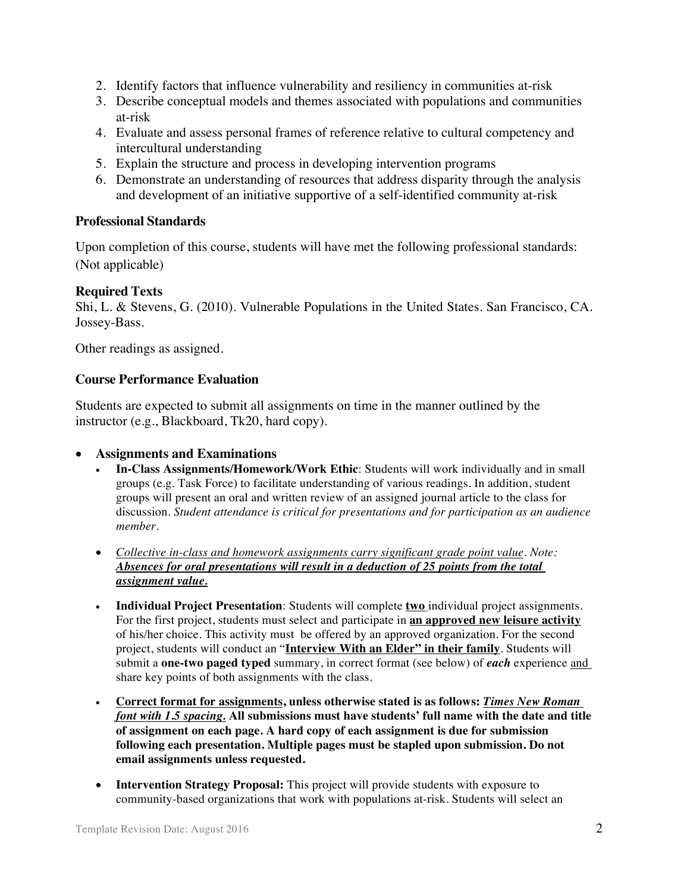2. Identify factors that influence vulnerability and resiliency in communities at-risk
3. Describe conceptual models and themes associated with populations and communities at-risk
4. Evaluate and assess personal frames of reference relative to cultural competency and intercultural understanding
5. Explain the structure and process in developing intervention programs
6. Demonstrate an understanding of resources that address disparity through the analysis and development of an initiative supportive of a self-identified community at-risk

### Professional Standards

Upon completion of this course, students will have met the following professional standards: (Not applicable)

### Required Texts

Shi, L. & Stevens, G. (2010). Vulnerable Populations in the United States. San Francisco, CA. Jossey-Bass.

Other readings as assigned.

### Course Performance Evaluation

Students are expected to submit all assignments on time in the manner outlined by the instructor (e.g., Blackboard, Tk20, hard copy).

- **Assignments and Examinations**
  - **In-Class Assignments/Homework/Work Ethic**: Students will work individually and in small groups (e.g. Task Force) to facilitate understanding of various readings. In addition, student groups will present an oral and written review of an assigned journal article to the class for discussion. *Student attendance is critical for presentations and for participation as an audience member.*
  - <u>*Collective in-class and homework assignments carry significant grade point value*</u>*. Note:* <u>***Absences for oral presentations will result in a deduction of 25 points from the total assignment value.***</u>
  - **Individual Project Presentation**: Students will complete <u>**two**</u> individual project assignments. For the first project, students must select and participate in <u>**an approved new leisure activity**</u> of his/her choice. This activity must be offered by an approved organization. For the second project, students will conduct an "<u>**Interview With an Elder" in their family**</u>. Students will submit a **one-two paged typed** summary, in correct format (see below) of ***each*** experience <u>and</u> share key points of both assignments with the class.
  - <u>**Correct format for assignments**</u>**, unless otherwise stated is as follows:** <u>***Times New Roman font with 1.5 spacing.***</u> **All submissions must have students' full name with the date and title of assignment on each page. A hard copy of each assignment is due for submission following each presentation. Multiple pages must be stapled upon submission. Do not email assignments unless requested.**
  - **Intervention Strategy Proposal:** This project will provide students with exposure to community-based organizations that work with populations at-risk. Students will select an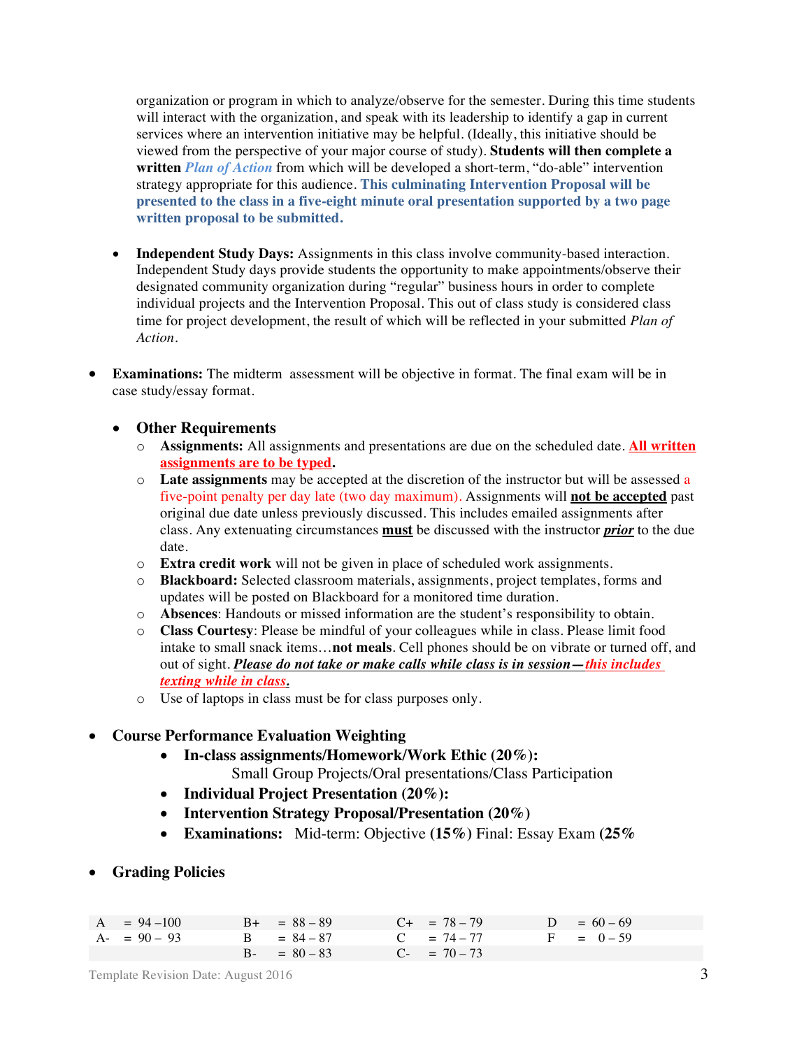organization or program in which to analyze/observe for the semester. During this time students will interact with the organization, and speak with its leadership to identify a gap in current services where an intervention initiative may be helpful. (Ideally, this initiative should be viewed from the perspective of your major course of study). **Students will then complete a written** ***Plan of Action*** from which will be developed a short-term, "do-able" intervention strategy appropriate for this audience. **This culminating Intervention Proposal will be presented to the class in a five-eight minute oral presentation supported by a two page written proposal to be submitted.**

- **Independent Study Days:** Assignments in this class involve community-based interaction. Independent Study days provide students the opportunity to make appointments/observe their designated community organization during "regular" business hours in order to complete individual projects and the Intervention Proposal. This out of class study is considered class time for project development, the result of which will be reflected in your submitted *Plan of Action*.

- **Examinations:** The midterm assessment will be objective in format. The final exam will be in case study/essay format.

  - **Other Requirements**
    - **Assignments:** All assignments and presentations are due on the scheduled date. **All written assignments are to be typed.**
    - **Late assignments** may be accepted at the discretion of the instructor but will be assessed a five-point penalty per day late (two day maximum). Assignments will **not be accepted** past original due date unless previously discussed. This includes emailed assignments after class. Any extenuating circumstances **must** be discussed with the instructor ***prior*** to the due date.
    - **Extra credit work** will not be given in place of scheduled work assignments.
    - **Blackboard:** Selected classroom materials, assignments, project templates, forms and updates will be posted on Blackboard for a monitored time duration.
    - **Absences**: Handouts or missed information are the student's responsibility to obtain.
    - **Class Courtesy**: Please be mindful of your colleagues while in class. Please limit food intake to small snack items…**not meals**. Cell phones should be on vibrate or turned off, and out of sight. ***Please do not take or make calls while class is in session—this includes texting while in class.***
    - Use of laptops in class must be for class purposes only.

- **Course Performance Evaluation Weighting**
  - **In-class assignments/Homework/Work Ethic (20%):** Small Group Projects/Oral presentations/Class Participation
  - **Individual Project Presentation (20%):**
  - **Intervention Strategy Proposal/Presentation (20%)**
  - **Examinations:** Mid-term: Objective **(15%)** Final: Essay Exam **(25%**

- **Grading Policies**

| | | | |
|---|---|---|---|
| A = 94 –100 | B+ = 88 – 89 | C+ = 78 – 79 | D = 60 – 69 |
| A- = 90 – 93 | B = 84 – 87 | C = 74 – 77 | F = 0 – 59 |
| | B- = 80 – 83 | C- = 70 – 73 | |

Template Revision Date: August 2016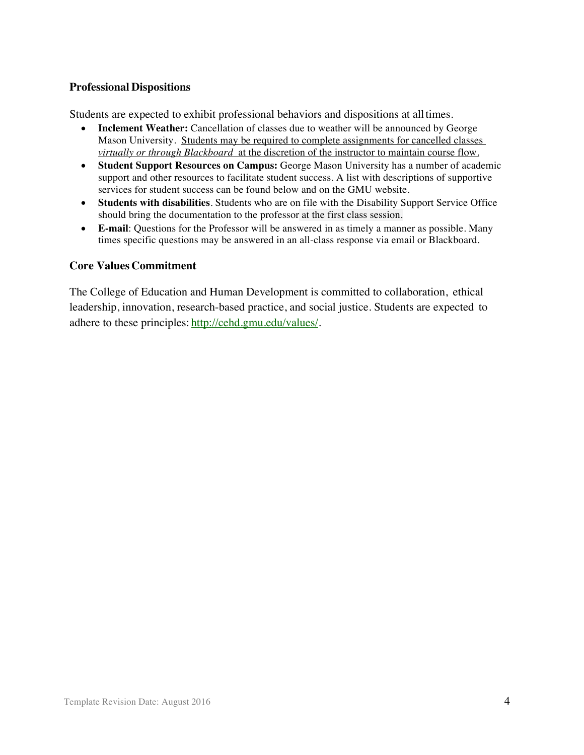### Professional Dispositions

Students are expected to exhibit professional behaviors and dispositions at all times.

- **Inclement Weather:** Cancellation of classes due to weather will be announced by George Mason University. Students may be required to complete assignments for cancelled classes *virtually or through Blackboard* at the discretion of the instructor to maintain course flow.
- **Student Support Resources on Campus:** George Mason University has a number of academic support and other resources to facilitate student success. A list with descriptions of supportive services for student success can be found below and on the GMU website.
- **Students with disabilities**. Students who are on file with the Disability Support Service Office should bring the documentation to the professor at the first class session.
- **E-mail**: Questions for the Professor will be answered in as timely a manner as possible. Many times specific questions may be answered in an all-class response via email or Blackboard.

### Core Values Commitment

The College of Education and Human Development is committed to collaboration, ethical leadership, innovation, research-based practice, and social justice. Students are expected to adhere to these principles: http://cehd.gmu.edu/values/.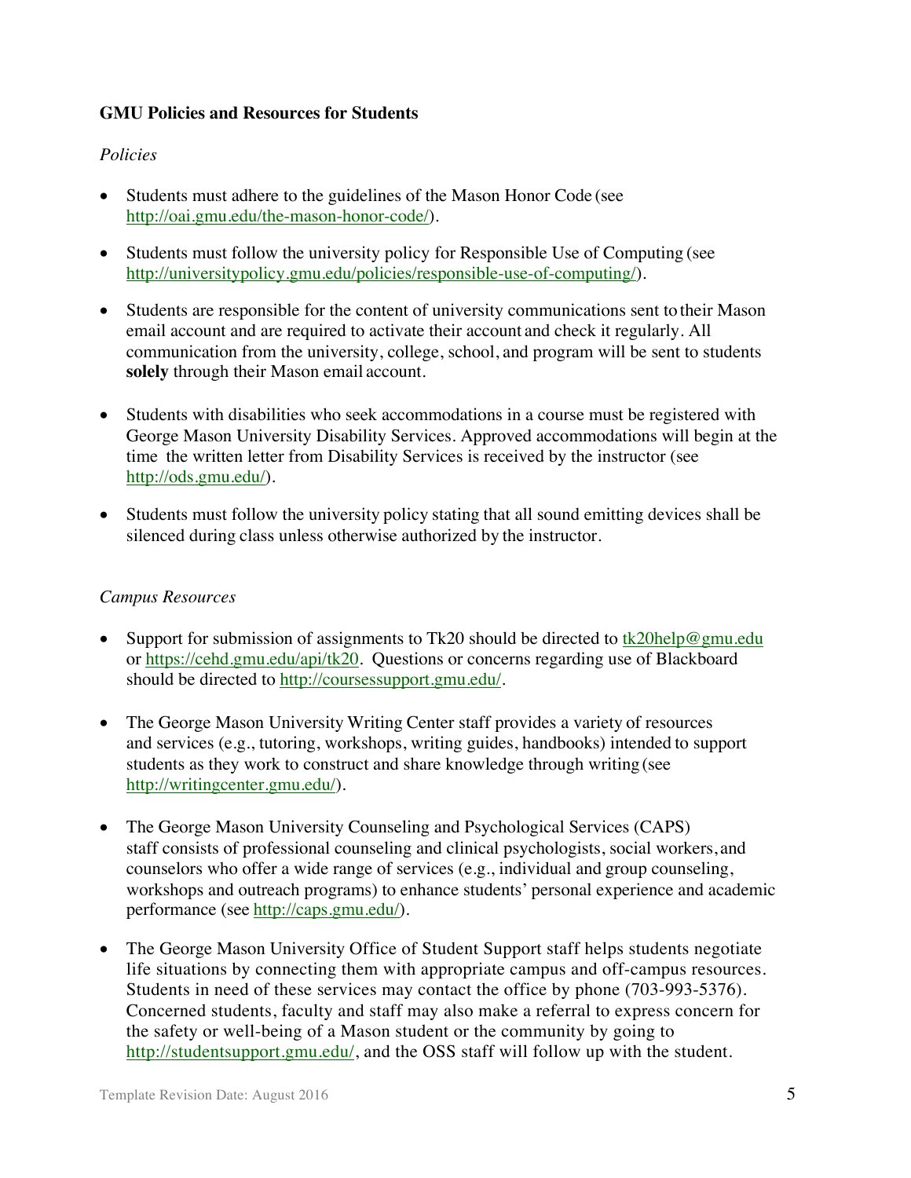**GMU Policies and Resources for Students**

*Policies*

- Students must adhere to the guidelines of the Mason Honor Code (see http://oai.gmu.edu/the-mason-honor-code/).
- Students must follow the university policy for Responsible Use of Computing (see http://universitypolicy.gmu.edu/policies/responsible-use-of-computing/).
- Students are responsible for the content of university communications sent to their Mason email account and are required to activate their account and check it regularly. All communication from the university, college, school, and program will be sent to students **solely** through their Mason email account.
- Students with disabilities who seek accommodations in a course must be registered with George Mason University Disability Services. Approved accommodations will begin at the time the written letter from Disability Services is received by the instructor (see http://ods.gmu.edu/).
- Students must follow the university policy stating that all sound emitting devices shall be silenced during class unless otherwise authorized by the instructor.

*Campus Resources*

- Support for submission of assignments to Tk20 should be directed to tk20help@gmu.edu or https://cehd.gmu.edu/api/tk20. Questions or concerns regarding use of Blackboard should be directed to http://coursessupport.gmu.edu/.
- The George Mason University Writing Center staff provides a variety of resources and services (e.g., tutoring, workshops, writing guides, handbooks) intended to support students as they work to construct and share knowledge through writing (see http://writingcenter.gmu.edu/).
- The George Mason University Counseling and Psychological Services (CAPS) staff consists of professional counseling and clinical psychologists, social workers, and counselors who offer a wide range of services (e.g., individual and group counseling, workshops and outreach programs) to enhance students' personal experience and academic performance (see http://caps.gmu.edu/).
- The George Mason University Office of Student Support staff helps students negotiate life situations by connecting them with appropriate campus and off-campus resources. Students in need of these services may contact the office by phone (703-993-5376). Concerned students, faculty and staff may also make a referral to express concern for the safety or well-being of a Mason student or the community by going to http://studentsupport.gmu.edu/, and the OSS staff will follow up with the student.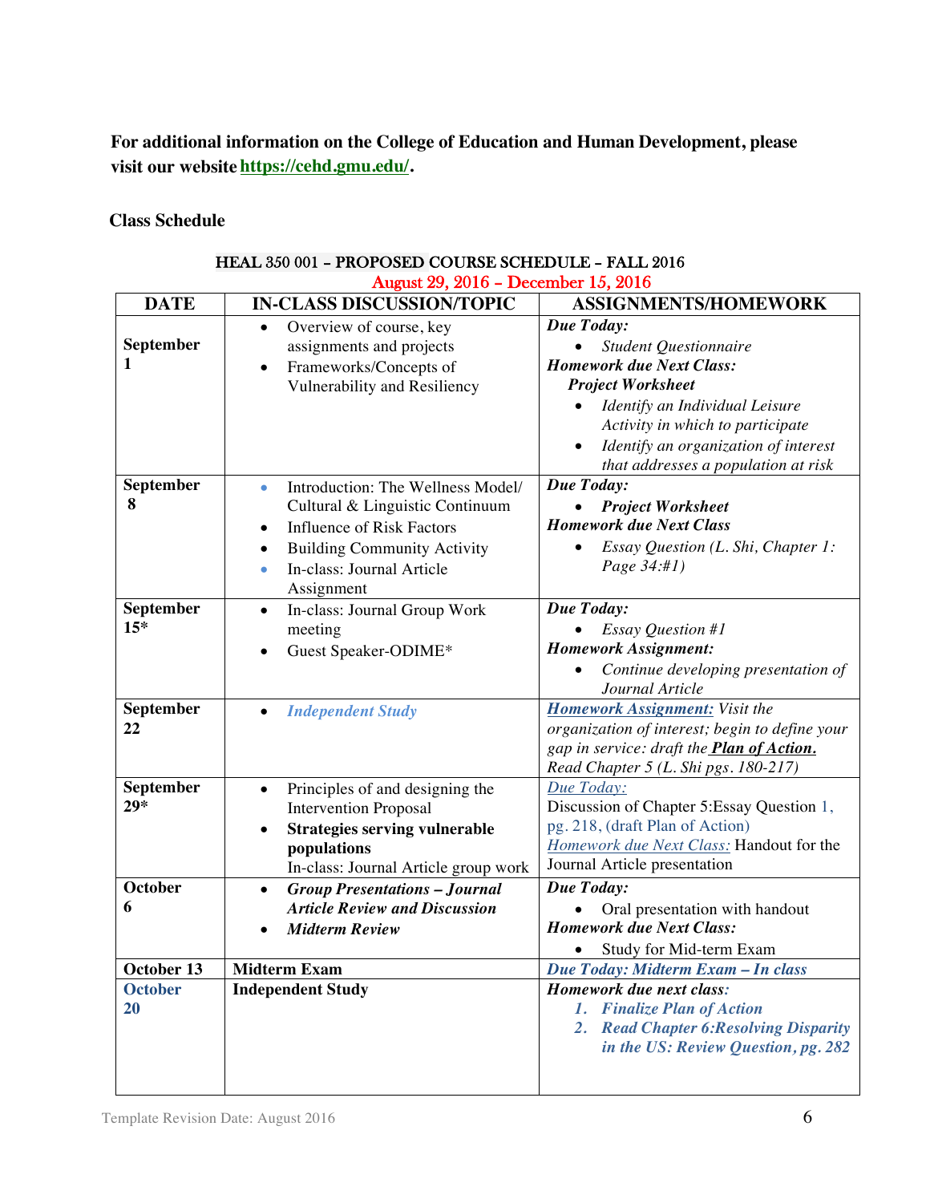**For additional information on the College of Education and Human Development, please visit our website https://cehd.gmu.edu/.**

**Class Schedule**

HEAL 350 001 – PROPOSED COURSE SCHEDULE – FALL 2016
August 29, 2016 – December 15, 2016

| DATE | IN-CLASS DISCUSSION/TOPIC | ASSIGNMENTS/HOMEWORK |
|---|---|---|
| September 1 | • Overview of course, key assignments and projects<br>• Frameworks/Concepts of Vulnerability and Resiliency | ***Due Today:***<br>• *Student Questionnaire*<br>***Homework due Next Class:***<br>***Project Worksheet***<br>• *Identify an Individual Leisure Activity in which to participate*<br>• *Identify an organization of interest that addresses a population at risk* |
| September 8 | • Introduction: The Wellness Model/ Cultural & Linguistic Continuum<br>• Influence of Risk Factors<br>• Building Community Activity<br>• In-class: Journal Article Assignment | ***Due Today:***<br>• ***Project Worksheet***<br>***Homework due Next Class***<br>• *Essay Question (L. Shi, Chapter 1: Page 34:#1)* |
| September 15* | • In-class: Journal Group Work meeting<br>• Guest Speaker-ODIME* | ***Due Today:***<br>• *Essay Question #1*<br>***Homework Assignment:***<br>• *Continue developing presentation of Journal Article* |
| September 22 | • ***Independent Study*** | ***Homework Assignment:*** *Visit the organization of interest; begin to define your gap in service: draft the **Plan of Action.** Read Chapter 5 (L. Shi pgs. 180-217)* |
| September 29* | • Principles of and designing the Intervention Proposal<br>• **Strategies serving vulnerable populations**<br>In-class: Journal Article group work | *Due Today:*<br>Discussion of Chapter 5:Essay Question 1, pg. 218, (draft Plan of Action)<br>*Homework due Next Class:* Handout for the Journal Article presentation |
| October 6 | • ***Group Presentations – Journal Article Review and Discussion***<br>• ***Midterm Review*** | ***Due Today:***<br>• Oral presentation with handout<br>***Homework due Next Class:***<br>• Study for Mid-term Exam |
| October 13 | **Midterm Exam** | ***Due Today: Midterm Exam – In class*** |
| October 20 | **Independent Study** | ***Homework due next class:***<br>1. ***Finalize Plan of Action***<br>2. ***Read Chapter 6:Resolving Disparity in the US: Review Question, pg. 282*** |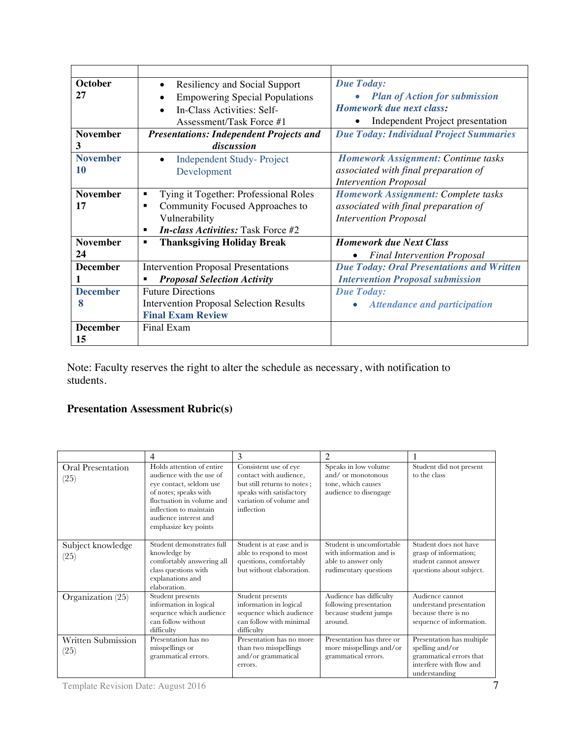| | | |
|---|---|---|
| **October 27** | • Resiliency and Social Support<br>• Empowering Special Populations<br>• In-Class Activities: Self-Assessment/Task Force #1 | ***Due Today:***<br>• ***Plan of Action for submission***<br>***Homework due next class:***<br>• Independent Project presentation |
| **November 3** | ***Presentations: Independent Projects and discussion*** | ***Due Today: Individual Project Summaries*** |
| **November 10** | • Independent Study- Project Development | ***Homework Assignment:*** *Continue tasks associated with final preparation of Intervention Proposal* |
| **November 17** | ▪ Tying it Together: Professional Roles<br>▪ Community Focused Approaches to Vulnerability<br>▪ ***In-class Activities:*** *Task Force #2* | ***Homework Assignment:*** *Complete tasks associated with final preparation of Intervention Proposal* |
| **November 24** | ▪ **Thanksgiving Holiday Break** | ***Homework due Next Class***<br>• *Final Intervention Proposal* |
| **December 1** | Intervention Proposal Presentations<br>▪ ***Proposal Selection Activity*** | ***Due Today: Oral Presentations and Written Intervention Proposal submission*** |
| **December 8** | Future Directions<br>Intervention Proposal Selection Results<br>**Final Exam Review** | ***Due Today:***<br>• ***Attendance and participation*** |
| **December 15** | Final Exam | |

Note: Faculty reserves the right to alter the schedule as necessary, with notification to students.

**Presentation Assessment Rubric(s)**

| | 4 | 3 | 2 | 1 |
|---|---|---|---|---|
| Oral Presentation (25) | Holds attention of entire audience with the use of eye contact, seldom use of notes; speaks with fluctuation in volume and inflection to maintain audience interest and emphasize key points | Consistent use of eye contact with audience, but still returns to notes ; speaks with satisfactory variation of volume and inflection | Speaks in low volume and/ or monotonous tone, which causes audience to disengage | Student did not present to the class |
| Subject knowledge (25) | Student demonstrates full knowledge by comfortably answering all class questions with explanations and elaboration. | Student is at ease and is able to respond to most questions, comfortably but without elaboration. | Student is uncomfortable with information and is able to answer only rudimentary questions | Student does not have grasp of information; student cannot answer questions about subject. |
| Organization (25) | Student presents information in logical sequence which audience can follow without difficulty | Student presents information in logical sequence which audience can follow with minimal difficulty | Audience has difficulty following presentation because student jumps around. | Audience cannot understand presentation because there is no sequence of information. |
| Written Submission (25) | Presentation has no misspellings or grammatical errors. | Presentation has no more than two misspellings and/or grammatical errors. | Presentation has three or more misspellings and/or grammatical errors. | Presentation has multiple spelling and/or grammatical errors that interfere with flow and understanding |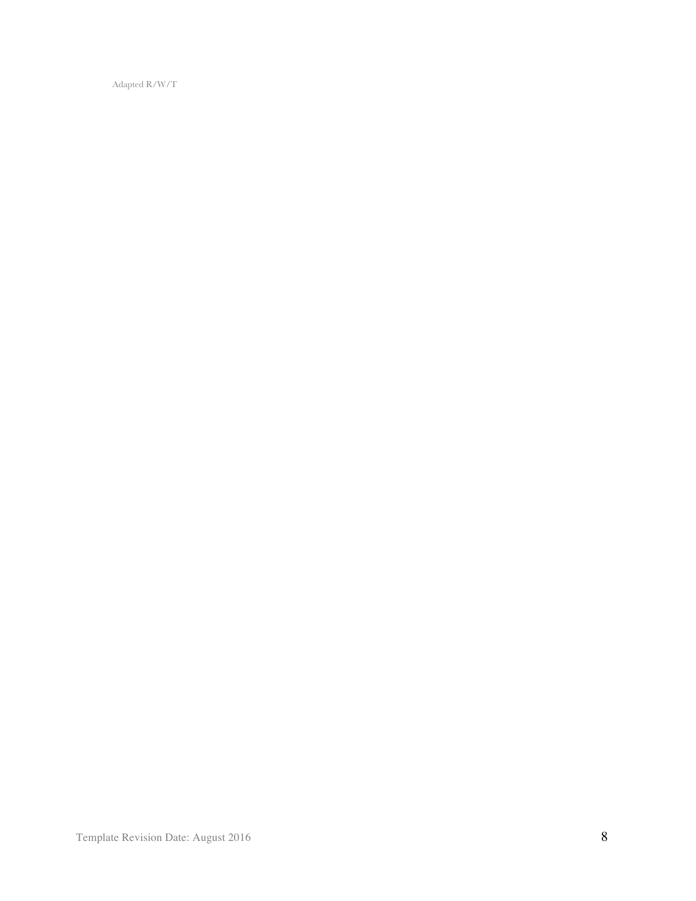Adapted R/W/T